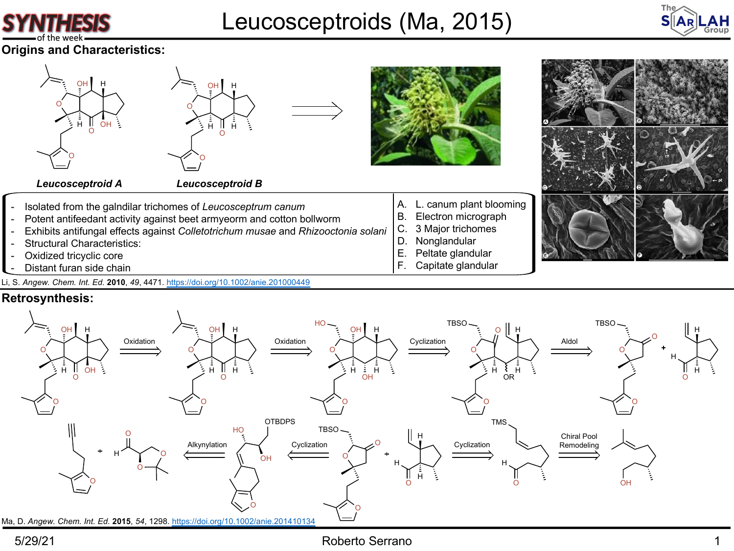# Leucosceptroids (Ma, 2015)

## Origins and Characteristics:

**Leucosceptroid A** **Leucosceptroid B**

- Isolated from the galndilar trichomes of *Leucosceptrum canum*
- Potent antifeedant activity against beet armyeorm and cotton bollworm
- Exhibits antifungal effects against *Colletotrichum musae* and *Rhizooctonia solani*
- Structural Characteristics:
- Oxidized tricyclic core
- Distant furan side chain

A. L. canum plant blooming
B. Electron micrograph
C. 3 Major trichomes
D. Nonglandular
E. Peltate glandular
F. Capitate glandular

Li, S. *Angew. Chem. Int. Ed.* **2010**, *49*, 4471. https://doi.org/10.1002/anie.201000449

## Retrosynthesis:

Oxidation ⟹ Oxidation ⟹ Cyclization ⟹ Aldol ⟹

Alkynylation ⟸ Cyclization ⟸ Cyclization ⟹ Chiral Pool Remodeling ⟹

Ma, D. *Angew. Chem. Int. Ed.* **2015**, *54*, 1298. https://doi.org/10.1002/anie.201410134

5/29/21 Roberto Serrano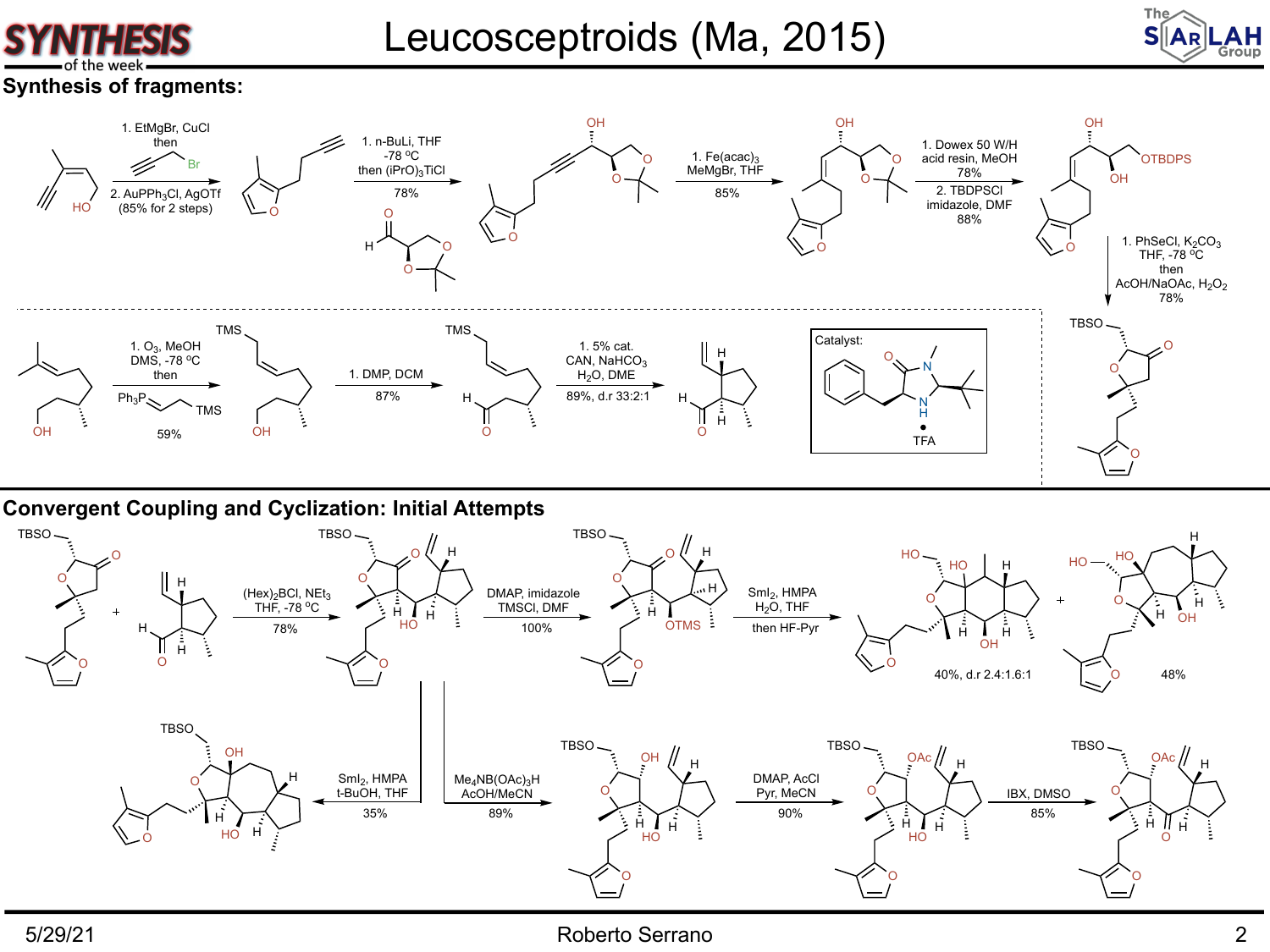# Leucosceptroids (Ma, 2015)

## Synthesis of fragments:

1. EtMgBr, CuCl then propargyl bromide
2. $AuPPh_3Cl$, AgOTf (85% for 2 steps)

1. n-BuLi, THF, -78 °C then $(iPrO)_3TiCl$ — 78%

1. $Fe(acac)_3$, MeMgBr, THF — 85%

1. Dowex 50 W/H acid resin, MeOH — 78%
2. TBDPSCl, imidazole, DMF — 88%

1. PhSeCl, $K_2CO_3$, THF, -78 °C then AcOH/NaOAc, $H_2O_2$ — 78%

1. $O_3$, MeOH, DMS, -78 °C then $Ph_3P$=CH–CH$_2$TMS — 59%

1. DMP, DCM — 87%

1. 5% cat., CAN, $NaHCO_3$, $H_2O$, DME — 89%, d.r 33:2:1

Catalyst: imidazolidinone • TFA

## Convergent Coupling and Cyclization: Initial Attempts

$(Hex)_2BCl$, $NEt_3$, THF, -78 °C — 78%

DMAP, imidazole, TMSCl, DMF — 100%

$SmI_2$, HMPA, $H_2O$, THF then HF-Pyr — 40%, d.r 2.4:1.6:1 + 48%

$SmI_2$, HMPA, t-BuOH, THF — 35%

$Me_4NB(OAc)_3H$, AcOH/MeCN — 89%

DMAP, AcCl, Pyr, MeCN — 90%

IBX, DMSO — 85%

5/29/21 Roberto Serrano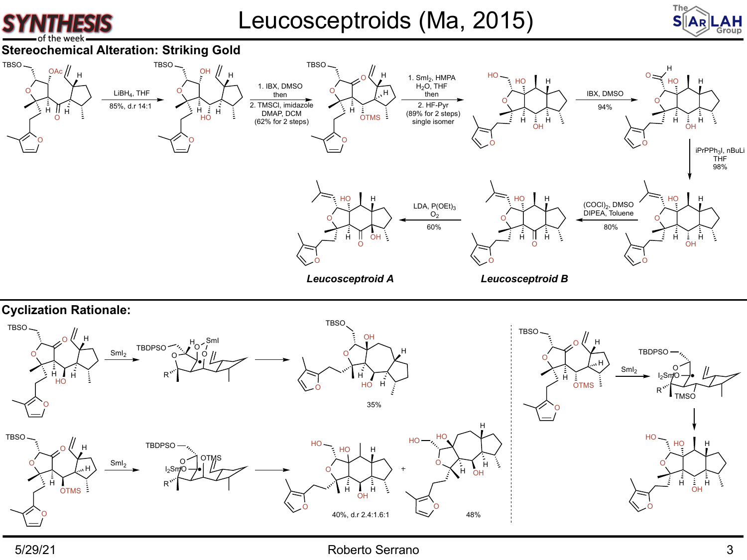# Leucosceptroids (Ma, 2015)

## Stereochemical Alteration: Striking Gold

LiBH$_4$, THF

85%, d.r 14:1

1. IBX, DMSO then
2. TMSCl, imidazole DMAP, DCM

(62% for 2 steps)

1. SmI$_2$, HMPA $H_2O$, THF then
2. HF-Pyr

(89% for 2 steps) single isomer

IBX, DMSO

94%

iPrPPh$_3$I, nBuLi THF

98%

(COCl)$_2$, DMSO DIPEA, Toluene

80%

LDA, P(OEt)$_3$ $O_2$

60%

***Leucosceptroid A***

***Leucosceptroid B***

## Cyclization Rationale:

SmI$_2$

35%

SmI$_2$

40%, d.r 2.4:1.6:1

48%

SmI$_2$

Roberto Serrano

5/29/21